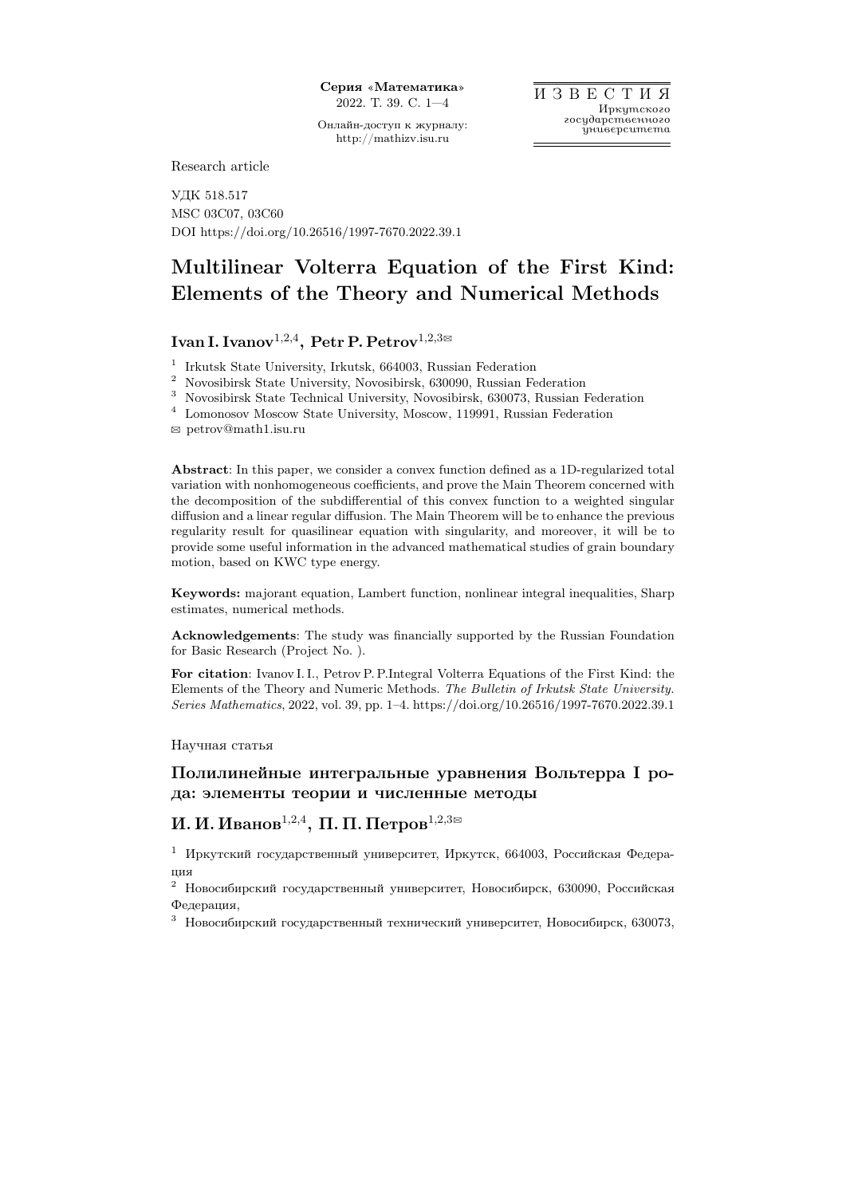Research article

УДК 518.517
MSC 03C07, 03C60
DOI https://doi.org/10.26516/1997-7670.2022.39.1

# Multilinear Volterra Equation of the First Kind: Elements of the Theory and Numerical Methods

**Ivan I. Ivanov**[1,2,4]**, Petr P. Petrov**[1,2,3]✉

[1] Irkutsk State University, Irkutsk, 664003, Russian Federation
[2] Novosibirsk State University, Novosibirsk, 630090, Russian Federation
[3] Novosibirsk State Technical University, Novosibirsk, 630073, Russian Federation
[4] Lomonosov Moscow State University, Moscow, 119991, Russian Federation
✉ petrov@math1.isu.ru

**Abstract**: In this paper, we consider a convex function defined as a 1D-regularized total variation with nonhomogeneous coefficients, and prove the Main Theorem concerned with the decomposition of the subdifferential of this convex function to a weighted singular diffusion and a linear regular diffusion. The Main Theorem will be to enhance the previous regularity result for quasilinear equation with singularity, and moreover, it will be to provide some useful information in the advanced mathematical studies of grain boundary motion, based on KWC type energy.

**Keywords:** majorant equation, Lambert function, nonlinear integral inequalities, Sharp estimates, numerical methods.

**Acknowledgements**: The study was financially supported by the Russian Foundation for Basic Research (Project No. ).

**For citation**: Ivanov I. I., Petrov P. P.Integral Volterra Equations of the First Kind: the Elements of the Theory and Numeric Methods. *The Bulletin of Irkutsk State University. Series Mathematics*, 2022, vol. 39, pp. 1–4. https://doi.org/10.26516/1997-7670.2022.39.1

Научная статья

## Полилинейные интегральные уравнения Вольтерра I рода: элементы теории и численные методы

**И. И. Иванов**[1,2,4]**, П. П. Петров**[1,2,3]✉

[1] Иркутский государственный университет, Иркутск, 664003, Российская Федерация
[2] Новосибирский государственный университет, Новосибирск, 630090, Российская Федерация,
[3] Новосибирский государственный технический университет, Новосибирск, 630073,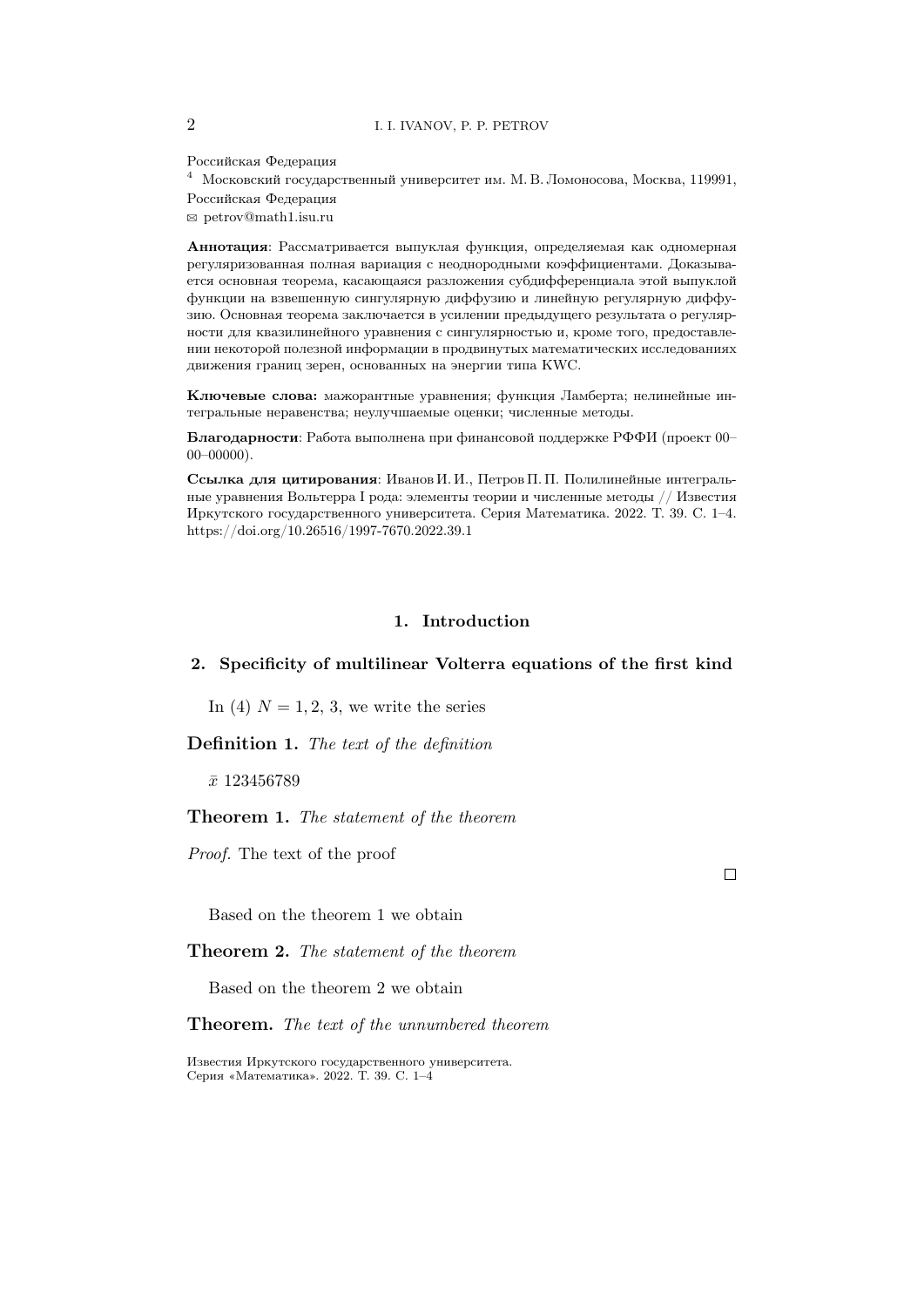Российская Федерация

[4] Московский государственный университет им. М. В. Ломоносова, Москва, 119991, Российская Федерация

✉ petrov@math1.isu.ru

**Аннотация**: Рассматривается выпуклая функция, определяемая как одномерная регуляризованная полная вариация с неоднородными коэффициентами. Доказывается основная теорема, касающаяся разложения субдифференциала этой выпуклой функции на взвешенную сингулярную диффузию и линейную регулярную диффузию. Основная теорема заключается в усилении предыдущего результата о регулярности для квазилинейного уравнения с сингулярностью и, кроме того, предоставлении некоторой полезной информации в продвинутых математических исследованиях движения границ зерен, основанных на энергии типа KWC.

**Ключевые слова:** мажорантные уравнения; функция Ламберта; нелинейные интегральные неравенства; неулучшаемые оценки; численные методы.

**Благодарности**: Работа выполнена при финансовой поддержке РФФИ (проект 00–00–00000).

**Ссылка для цитирования**: Иванов И. И., Петров П. П. Полилинейные интегральные уравнения Вольтерра I рода: элементы теории и численные методы // Известия Иркутского государственного университета. Серия Математика. 2022. Т. 39. С. 1–4. https://doi.org/10.26516/1997-7670.2022.39.1

## 1. Introduction

## 2. Specificity of multilinear Volterra equations of the first kind

In (4) $N = 1, 2, 3$, we write the series

**Definition 1.** *The text of the definition*

$\bar{x}$ 123456789

**Theorem 1.** *The statement of the theorem*

*Proof.* The text of the proof

□

Based on the theorem 1 we obtain

**Theorem 2.** *The statement of the theorem*

Based on the theorem 2 we obtain

**Theorem.** *The text of the unnumbered theorem*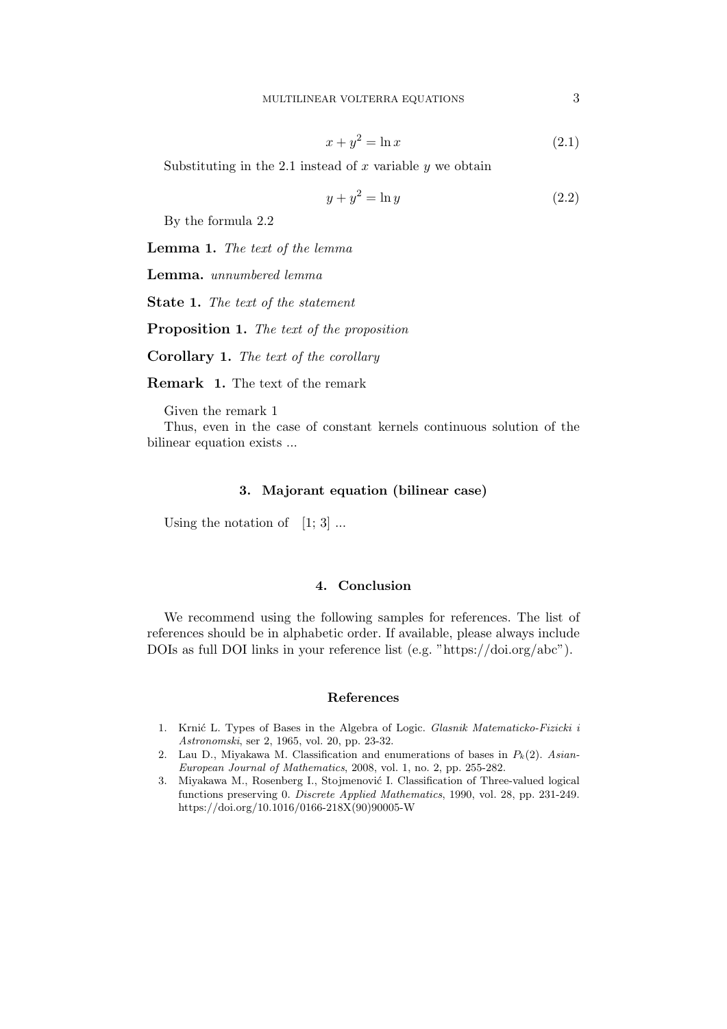$$x + y^2 = \ln x \tag{2.1}$$

Substituting in the 2.1 instead of $x$ variable $y$ we obtain

$$y + y^2 = \ln y \tag{2.2}$$

By the formula 2.2

**Lemma 1.** *The text of the lemma*

**Lemma.** *unnumbered lemma*

**State 1.** *The text of the statement*

**Proposition 1.** *The text of the proposition*

**Corollary 1.** *The text of the corollary*

**Remark 1.** The text of the remark

Given the remark 1

Thus, even in the case of constant kernels continuous solution of the bilinear equation exists ...

## 3. Majorant equation (bilinear case)

Using the notation of [1; 3] ...

## 4. Conclusion

We recommend using the following samples for references. The list of references should be in alphabetic order. If available, please always include DOIs as full DOI links in your reference list (e.g. "https://doi.org/abc").

## References

1. Krnić L. Types of Bases in the Algebra of Logic. *Glasnik Matematicko-Fizicki i Astronomski*, ser 2, 1965, vol. 20, pp. 23-32.
2. Lau D., Miyakawa M. Classification and enumerations of bases in $P_k(2)$. *Asian-European Journal of Mathematics*, 2008, vol. 1, no. 2, pp. 255-282.
3. Miyakawa M., Rosenberg I., Stojmenović I. Classification of Three-valued logical functions preserving 0. *Discrete Applied Mathematics*, 1990, vol. 28, pp. 231-249. https://doi.org/10.1016/0166-218X(90)90005-W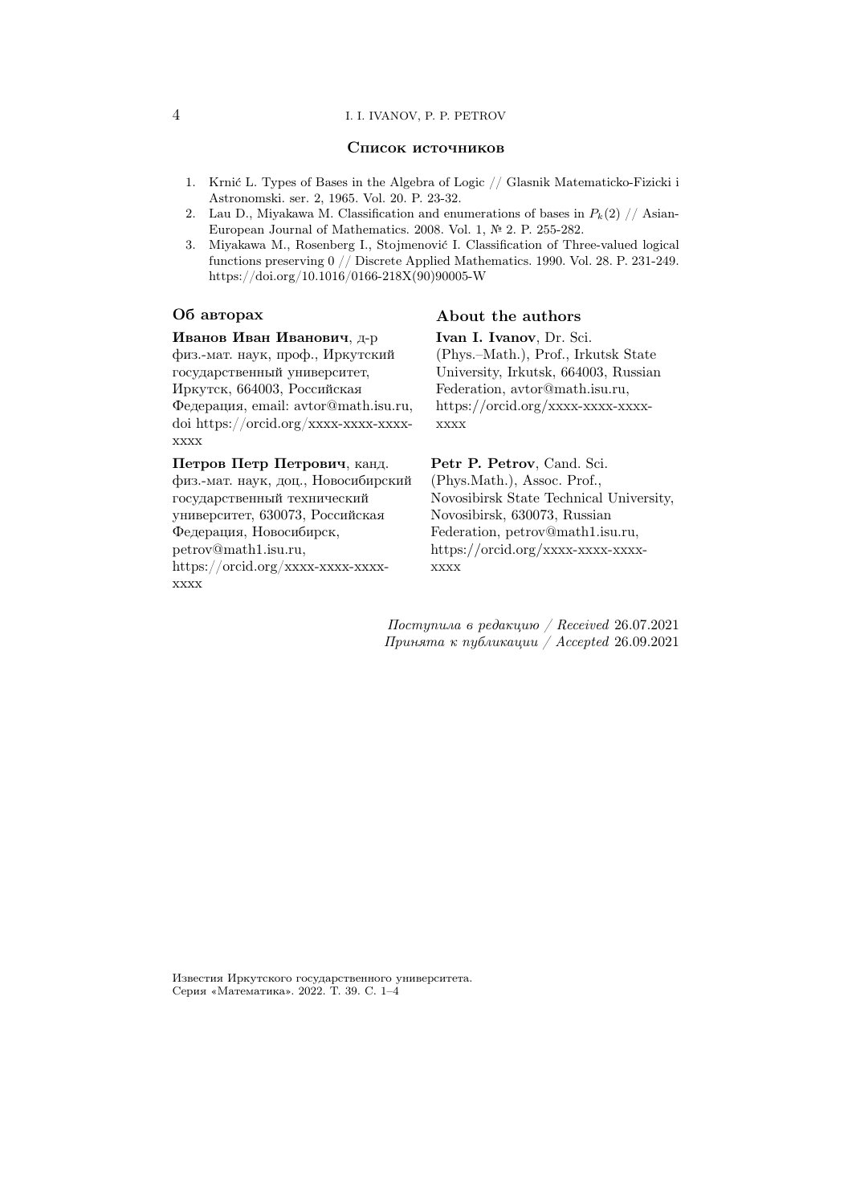## Список источников

1. Krnić L. Types of Bases in the Algebra of Logic // Glasnik Matematicko-Fizicki i Astronomski. ser. 2, 1965. Vol. 20. P. 23-32.
2. Lau D., Miyakawa M. Classification and enumerations of bases in $P_k(2)$ // Asian-European Journal of Mathematics. 2008. Vol. 1, № 2. P. 255-282.
3. Miyakawa M., Rosenberg I., Stojmenović I. Classification of Three-valued logical functions preserving 0 // Discrete Applied Mathematics. 1990. Vol. 28. P. 231-249. https://doi.org/10.1016/0166-218X(90)90005-W

### Об авторах

**Иванов Иван Иванович**, д-р физ.-мат. наук, проф., Иркутский государственный университет, Иркутск, 664003, Российская Федерация, email: avtor@math.isu.ru, doi https://orcid.org/xxxx-xxxx-xxxx-xxxx

**Петров Петр Петрович**, канд. физ.-мат. наук, доц., Новосибирский государственный технический университет, 630073, Российская Федерация, Новосибирск, petrov@math1.isu.ru, https://orcid.org/xxxx-xxxx-xxxx-xxxx

### About the authors

**Ivan I. Ivanov**, Dr. Sci. (Phys.–Math.), Prof., Irkutsk State University, Irkutsk, 664003, Russian Federation, avtor@math.isu.ru, https://orcid.org/xxxx-xxxx-xxxx-xxxx

**Petr P. Petrov**, Cand. Sci. (Phys.Math.), Assoc. Prof., Novosibirsk State Technical University, Novosibirsk, 630073, Russian Federation, petrov@math1.isu.ru, https://orcid.org/xxxx-xxxx-xxxx-xxxx

*Поступила в редакцию / Received* 26.07.2021
*Принята к публикации / Accepted* 26.09.2021